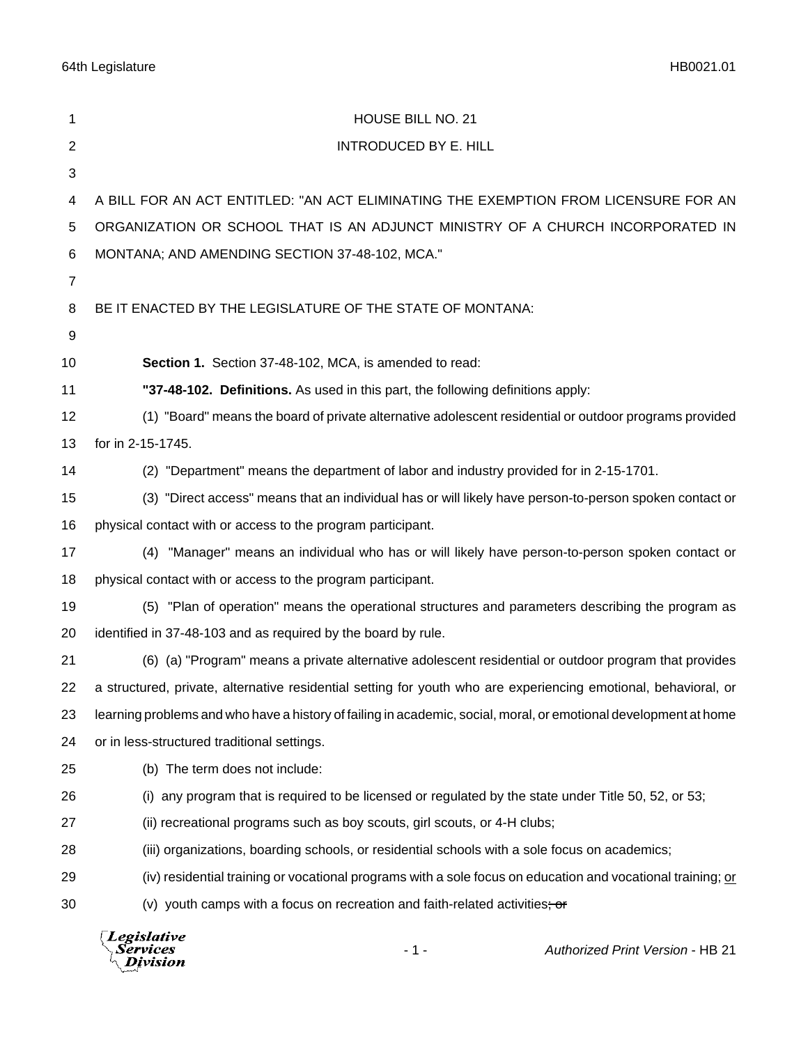HOUSE BILL NO. 21

INTRODUCED BY E. HILL

A BILL FOR AN ACT ENTITLED: "AN ACT ELIMINATING THE EXEMPTION FROM LICENSURE FOR AN ORGANIZATION OR SCHOOL THAT IS AN ADJUNCT MINISTRY OF A CHURCH INCORPORATED IN MONTANA; AND AMENDING SECTION 37-48-102, MCA."

BE IT ENACTED BY THE LEGISLATURE OF THE STATE OF MONTANA:

**Section 1.** Section 37-48-102, MCA, is amended to read:

**"37-48-102. Definitions.** As used in this part, the following definitions apply:

(1) "Board" means the board of private alternative adolescent residential or outdoor programs provided for in 2-15-1745.

(2) "Department" means the department of labor and industry provided for in 2-15-1701.

(3) "Direct access" means that an individual has or will likely have person-to-person spoken contact or physical contact with or access to the program participant.

(4) "Manager" means an individual who has or will likely have person-to-person spoken contact or physical contact with or access to the program participant.

(5) "Plan of operation" means the operational structures and parameters describing the program as identified in 37-48-103 and as required by the board by rule.

(6) (a) "Program" means a private alternative adolescent residential or outdoor program that provides a structured, private, alternative residential setting for youth who are experiencing emotional, behavioral, or learning problems and who have a history of failing in academic, social, moral, or emotional development at home or in less-structured traditional settings.

(b) The term does not include:

(i) any program that is required to be licensed or regulated by the state under Title 50, 52, or 53;

(ii) recreational programs such as boy scouts, girl scouts, or 4-H clubs;

(iii) organizations, boarding schools, or residential schools with a sole focus on academics;

(iv) residential training or vocational programs with a sole focus on education and vocational training; <u>or</u>

(v) youth camps with a focus on recreation and faith-related activities~~; or~~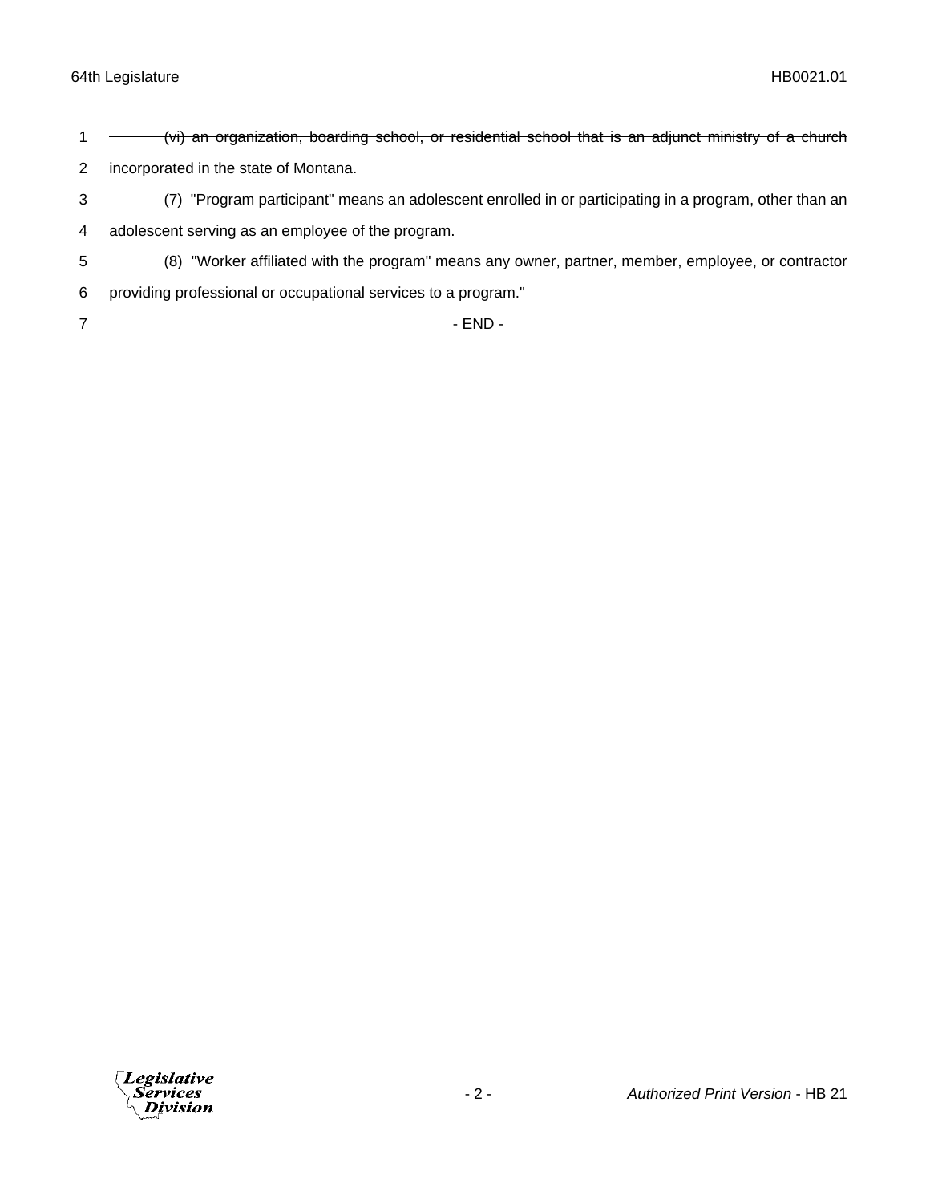~~(vi) an organization, boarding school, or residential school that is an adjunct ministry of a church incorporated in the state of Montana~~.

(7) "Program participant" means an adolescent enrolled in or participating in a program, other than an adolescent serving as an employee of the program.

(8) "Worker affiliated with the program" means any owner, partner, member, employee, or contractor providing professional or occupational services to a program."

\- END -